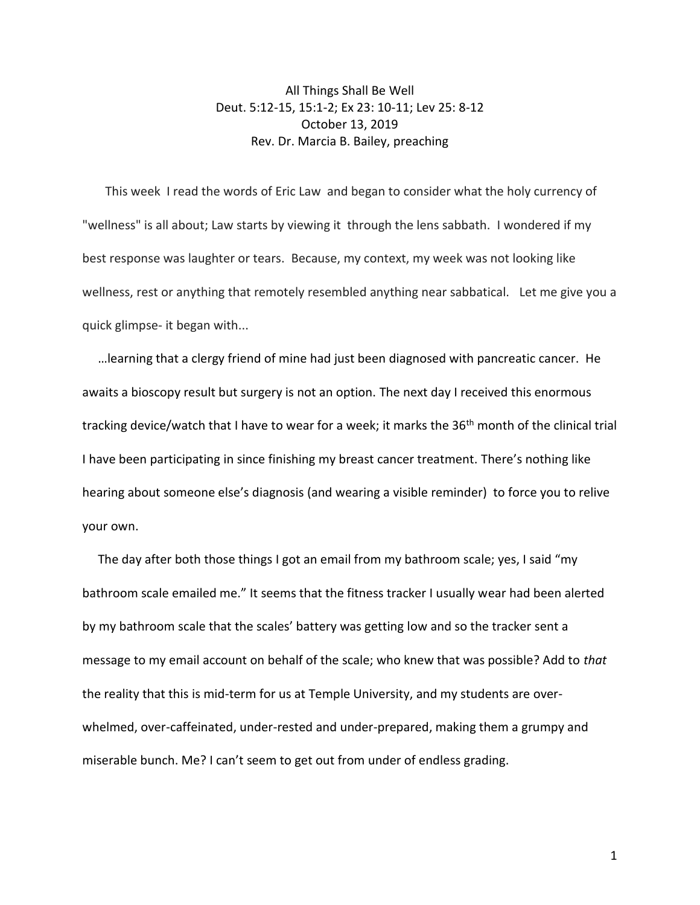# All Things Shall Be Well

Deut. 5:12-15, 15:1-2; Ex 23: 10-11; Lev 25: 8-12

October 13, 2019

Rev. Dr. Marcia B. Bailey, preaching

This week I read the words of Eric Law and began to consider what the holy currency of "wellness" is all about; Law starts by viewing it through the lens sabbath. I wondered if my best response was laughter or tears. Because, my context, my week was not looking like wellness, rest or anything that remotely resembled anything near sabbatical. Let me give you a quick glimpse- it began with...

…learning that a clergy friend of mine had just been diagnosed with pancreatic cancer. He awaits a bioscopy result but surgery is not an option. The next day I received this enormous tracking device/watch that I have to wear for a week; it marks the 36th month of the clinical trial I have been participating in since finishing my breast cancer treatment. There's nothing like hearing about someone else's diagnosis (and wearing a visible reminder) to force you to relive your own.

The day after both those things I got an email from my bathroom scale; yes, I said "my bathroom scale emailed me." It seems that the fitness tracker I usually wear had been alerted by my bathroom scale that the scales' battery was getting low and so the tracker sent a message to my email account on behalf of the scale; who knew that was possible? Add to *that* the reality that this is mid-term for us at Temple University, and my students are over-whelmed, over-caffeinated, under-rested and under-prepared, making them a grumpy and miserable bunch. Me? I can't seem to get out from under of endless grading.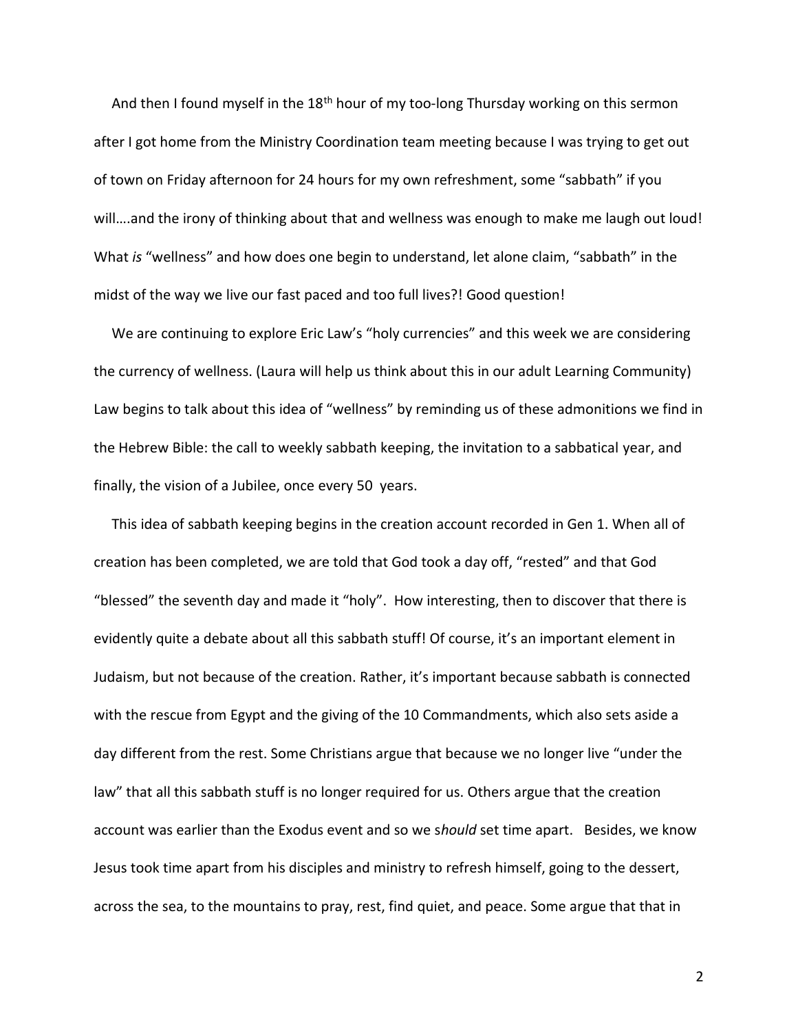And then I found myself in the 18th hour of my too-long Thursday working on this sermon after I got home from the Ministry Coordination team meeting because I was trying to get out of town on Friday afternoon for 24 hours for my own refreshment, some "sabbath" if you will….and the irony of thinking about that and wellness was enough to make me laugh out loud! What *is* "wellness" and how does one begin to understand, let alone claim, "sabbath" in the midst of the way we live our fast paced and too full lives?! Good question!

We are continuing to explore Eric Law's "holy currencies" and this week we are considering the currency of wellness. (Laura will help us think about this in our adult Learning Community) Law begins to talk about this idea of "wellness" by reminding us of these admonitions we find in the Hebrew Bible: the call to weekly sabbath keeping, the invitation to a sabbatical year, and finally, the vision of a Jubilee, once every 50 years.

This idea of sabbath keeping begins in the creation account recorded in Gen 1. When all of creation has been completed, we are told that God took a day off, "rested" and that God "blessed" the seventh day and made it "holy". How interesting, then to discover that there is evidently quite a debate about all this sabbath stuff! Of course, it's an important element in Judaism, but not because of the creation. Rather, it's important because sabbath is connected with the rescue from Egypt and the giving of the 10 Commandments, which also sets aside a day different from the rest. Some Christians argue that because we no longer live "under the law" that all this sabbath stuff is no longer required for us. Others argue that the creation account was earlier than the Exodus event and so we s*hould* set time apart. Besides, we know Jesus took time apart from his disciples and ministry to refresh himself, going to the dessert, across the sea, to the mountains to pray, rest, find quiet, and peace. Some argue that that in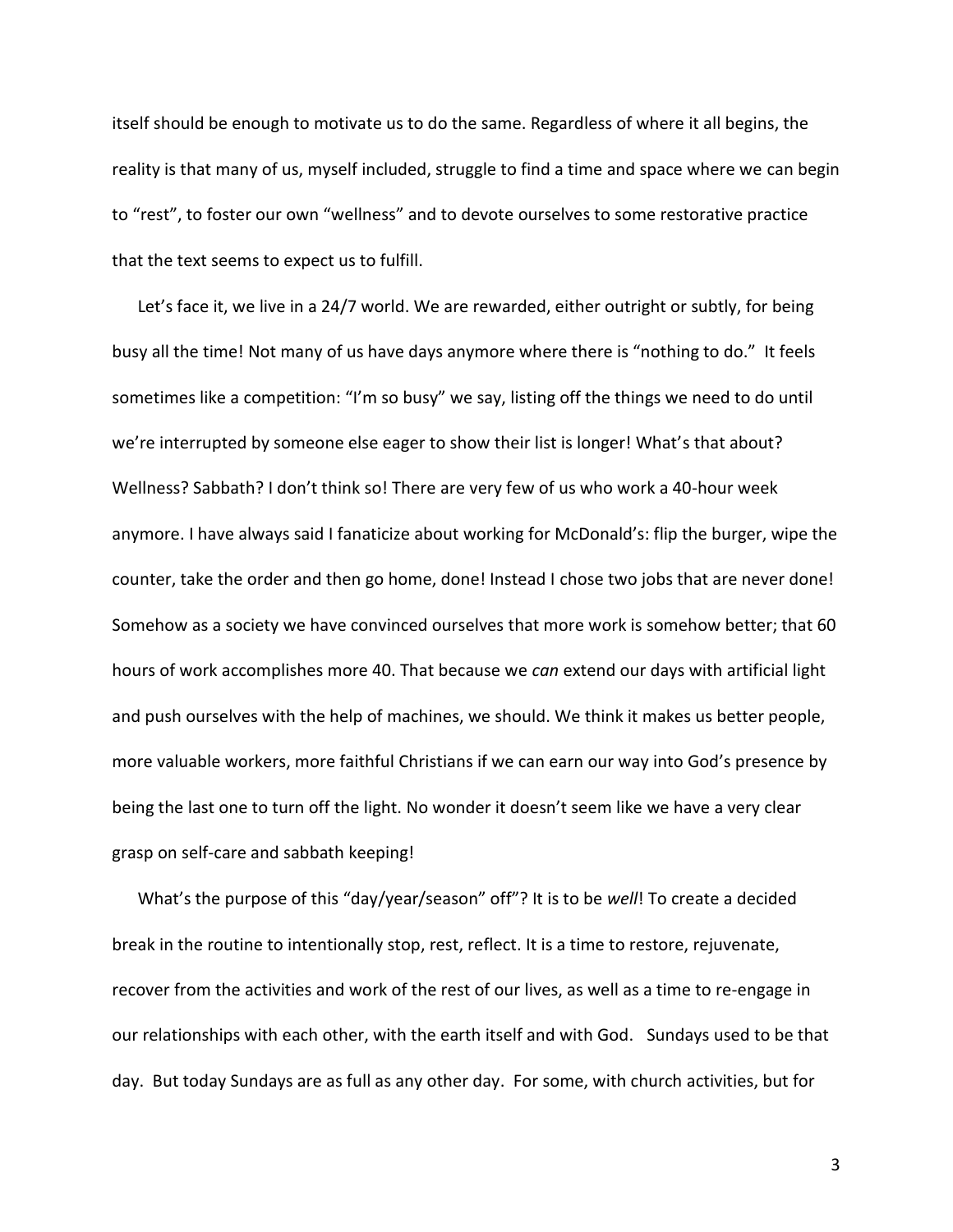itself should be enough to motivate us to do the same. Regardless of where it all begins, the reality is that many of us, myself included, struggle to find a time and space where we can begin to "rest", to foster our own "wellness" and to devote ourselves to some restorative practice that the text seems to expect us to fulfill.

Let's face it, we live in a 24/7 world. We are rewarded, either outright or subtly, for being busy all the time! Not many of us have days anymore where there is "nothing to do." It feels sometimes like a competition: "I'm so busy" we say, listing off the things we need to do until we're interrupted by someone else eager to show their list is longer! What's that about? Wellness? Sabbath? I don't think so! There are very few of us who work a 40-hour week anymore. I have always said I fanaticize about working for McDonald's: flip the burger, wipe the counter, take the order and then go home, done! Instead I chose two jobs that are never done! Somehow as a society we have convinced ourselves that more work is somehow better; that 60 hours of work accomplishes more 40. That because we *can* extend our days with artificial light and push ourselves with the help of machines, we should. We think it makes us better people, more valuable workers, more faithful Christians if we can earn our way into God's presence by being the last one to turn off the light. No wonder it doesn't seem like we have a very clear grasp on self-care and sabbath keeping!

What's the purpose of this "day/year/season" off"? It is to be *well*! To create a decided break in the routine to intentionally stop, rest, reflect. It is a time to restore, rejuvenate, recover from the activities and work of the rest of our lives, as well as a time to re-engage in our relationships with each other, with the earth itself and with God. Sundays used to be that day. But today Sundays are as full as any other day. For some, with church activities, but for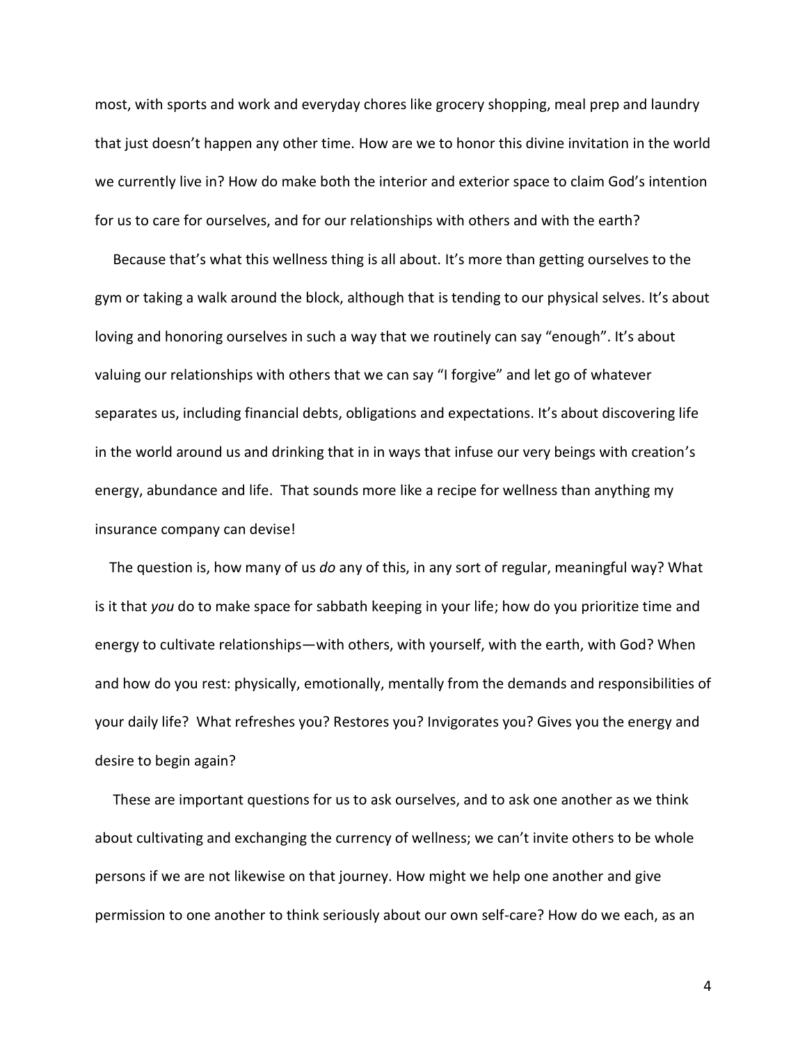most, with sports and work and everyday chores like grocery shopping, meal prep and laundry that just doesn't happen any other time. How are we to honor this divine invitation in the world we currently live in? How do make both the interior and exterior space to claim God's intention for us to care for ourselves, and for our relationships with others and with the earth?

Because that's what this wellness thing is all about. It's more than getting ourselves to the gym or taking a walk around the block, although that is tending to our physical selves. It's about loving and honoring ourselves in such a way that we routinely can say "enough". It's about valuing our relationships with others that we can say "I forgive" and let go of whatever separates us, including financial debts, obligations and expectations. It's about discovering life in the world around us and drinking that in in ways that infuse our very beings with creation's energy, abundance and life. That sounds more like a recipe for wellness than anything my insurance company can devise!

The question is, how many of us *do* any of this, in any sort of regular, meaningful way? What is it that *you* do to make space for sabbath keeping in your life; how do you prioritize time and energy to cultivate relationships—with others, with yourself, with the earth, with God? When and how do you rest: physically, emotionally, mentally from the demands and responsibilities of your daily life? What refreshes you? Restores you? Invigorates you? Gives you the energy and desire to begin again?

These are important questions for us to ask ourselves, and to ask one another as we think about cultivating and exchanging the currency of wellness; we can't invite others to be whole persons if we are not likewise on that journey. How might we help one another and give permission to one another to think seriously about our own self-care? How do we each, as an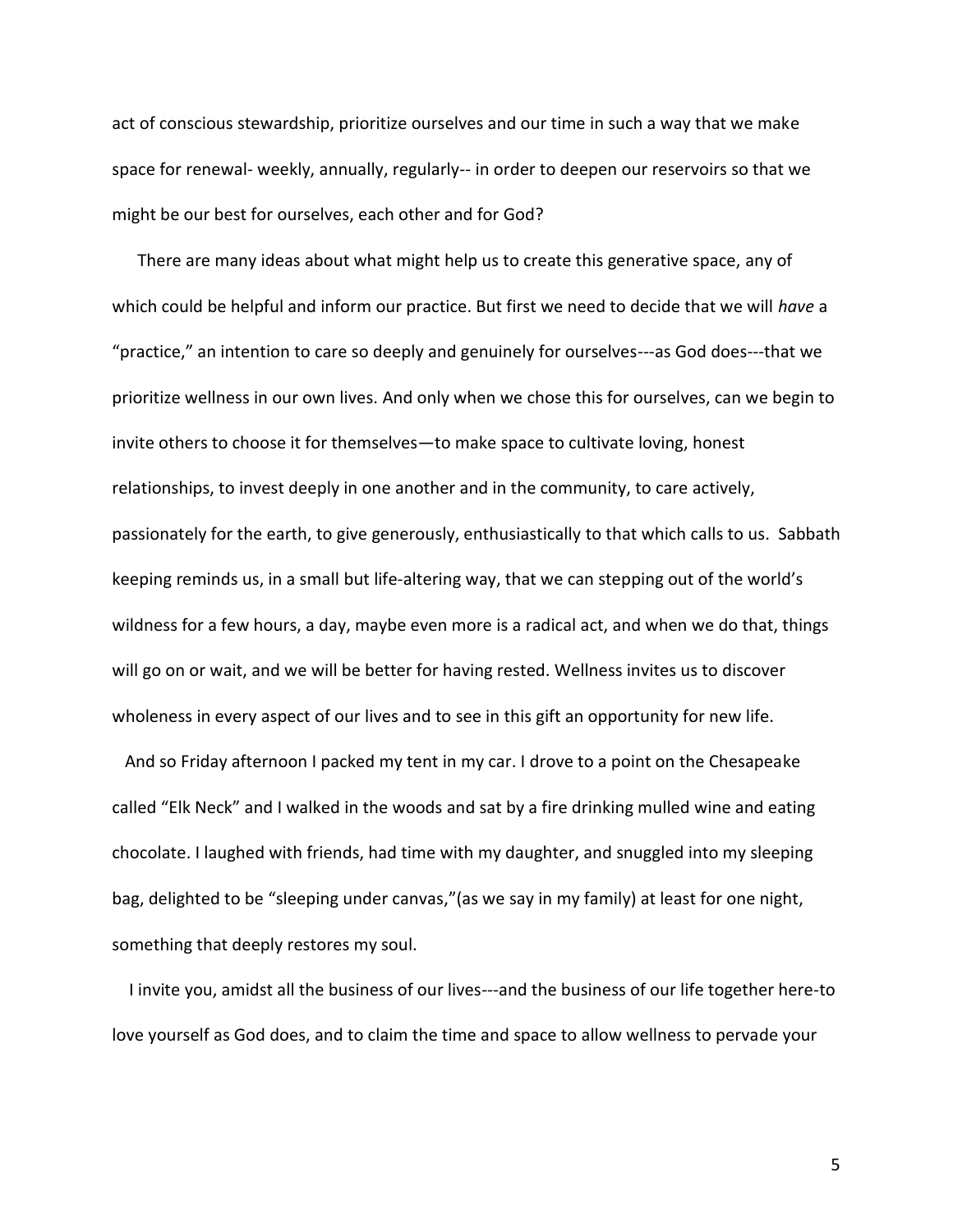act of conscious stewardship, prioritize ourselves and our time in such a way that we make space for renewal- weekly, annually, regularly-- in order to deepen our reservoirs so that we might be our best for ourselves, each other and for God?

There are many ideas about what might help us to create this generative space, any of which could be helpful and inform our practice. But first we need to decide that we will *have* a "practice," an intention to care so deeply and genuinely for ourselves---as God does---that we prioritize wellness in our own lives. And only when we chose this for ourselves, can we begin to invite others to choose it for themselves—to make space to cultivate loving, honest relationships, to invest deeply in one another and in the community, to care actively, passionately for the earth, to give generously, enthusiastically to that which calls to us. Sabbath keeping reminds us, in a small but life-altering way, that we can stepping out of the world's wildness for a few hours, a day, maybe even more is a radical act, and when we do that, things will go on or wait, and we will be better for having rested. Wellness invites us to discover wholeness in every aspect of our lives and to see in this gift an opportunity for new life.

And so Friday afternoon I packed my tent in my car. I drove to a point on the Chesapeake called "Elk Neck" and I walked in the woods and sat by a fire drinking mulled wine and eating chocolate. I laughed with friends, had time with my daughter, and snuggled into my sleeping bag, delighted to be "sleeping under canvas,"(as we say in my family) at least for one night, something that deeply restores my soul.

I invite you, amidst all the business of our lives---and the business of our life together here-to love yourself as God does, and to claim the time and space to allow wellness to pervade your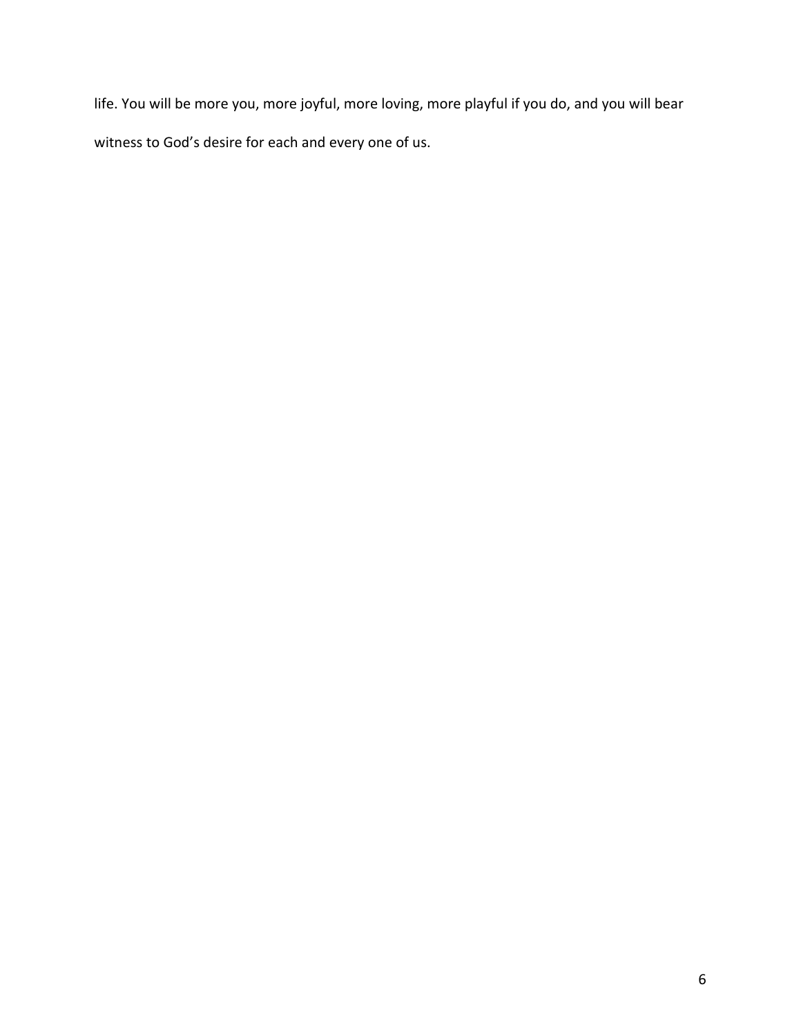life. You will be more you, more joyful, more loving, more playful if you do, and you will bear witness to God’s desire for each and every one of us.